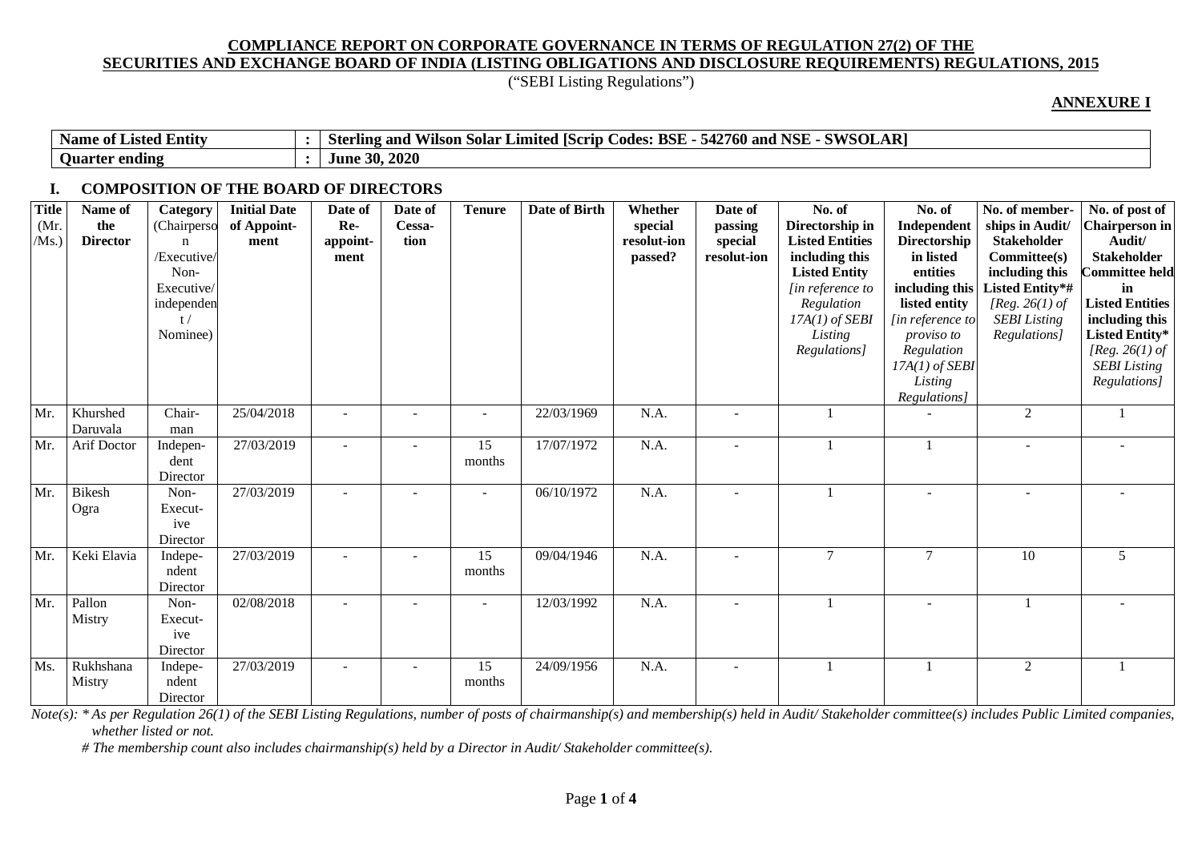**COMPLIANCE REPORT ON CORPORATE GOVERNANCE IN TERMS OF REGULATION 27(2) OF THE SECURITIES AND EXCHANGE BOARD OF INDIA (LISTING OBLIGATIONS AND DISCLOSURE REQUIREMENTS) REGULATIONS, 2015**

("SEBI Listing Regulations")

**ANNEXURE I**

| | | |
|---|---|---|
| **Name of Listed Entity** | **:** | **Sterling and Wilson Solar Limited [Scrip Codes: BSE - 542760 and NSE - SWSOLAR]** |
| **Quarter ending** | **:** | **June 30, 2020** |

## I. COMPOSITION OF THE BOARD OF DIRECTORS

| Title (Mr. /Ms.) | Name of the Director | Category (Chairperson /Executive/ Non-Executive/ independent / Nominee) | Initial Date of Appoint-ment | Date of Re-appoint-ment | Date of Cessa-tion | Tenure | Date of Birth | Whether special resolut-ion passed? | Date of passing special resolut-ion | No. of Directorship in Listed Entities including this Listed Entity *[in reference to Regulation 17A(1) of SEBI Listing Regulations]* | No. of Independent Directorship in listed entities including this listed entity *[in reference to proviso to Regulation 17A(1) of SEBI Listing Regulations]* | No. of member-ships in Audit/ Stakeholder Committee(s) including this Listed Entity*# *[Reg. 26(1) of SEBI Listing Regulations]* | No. of post of Chairperson in Audit/ Stakeholder Committee held in Listed Entities including this Listed Entity* *[Reg. 26(1) of SEBI Listing Regulations]* |
|---|---|---|---|---|---|---|---|---|---|---|---|---|---|
| Mr. | Khurshed Daruvala | Chair-man | 25/04/2018 | - | - | - | 22/03/1969 | N.A. | - | 1 | - | 2 | 1 |
| Mr. | Arif Doctor | Indepen-dent Director | 27/03/2019 | - | - | 15 months | 17/07/1972 | N.A. | - | 1 | 1 | - | - |
| Mr. | Bikesh Ogra | Non-Execut-ive Director | 27/03/2019 | - | - | - | 06/10/1972 | N.A. | - | 1 | - | - | - |
| Mr. | Keki Elavia | Indepe-ndent Director | 27/03/2019 | - | - | 15 months | 09/04/1946 | N.A. | - | 7 | 7 | 10 | 5 |
| Mr. | Pallon Mistry | Non-Execut-ive Director | 02/08/2018 | - | - | - | 12/03/1992 | N.A. | - | 1 | - | 1 | - |
| Ms. | Rukhshana Mistry | Indepe-ndent Director | 27/03/2019 | - | - | 15 months | 24/09/1956 | N.A. | - | 1 | 1 | 2 | 1 |

*Note(s): * As per Regulation 26(1) of the SEBI Listing Regulations, number of posts of chairmanship(s) and membership(s) held in Audit/ Stakeholder committee(s) includes Public Limited companies, whether listed or not.*

*# The membership count also includes chairmanship(s) held by a Director in Audit/ Stakeholder committee(s).*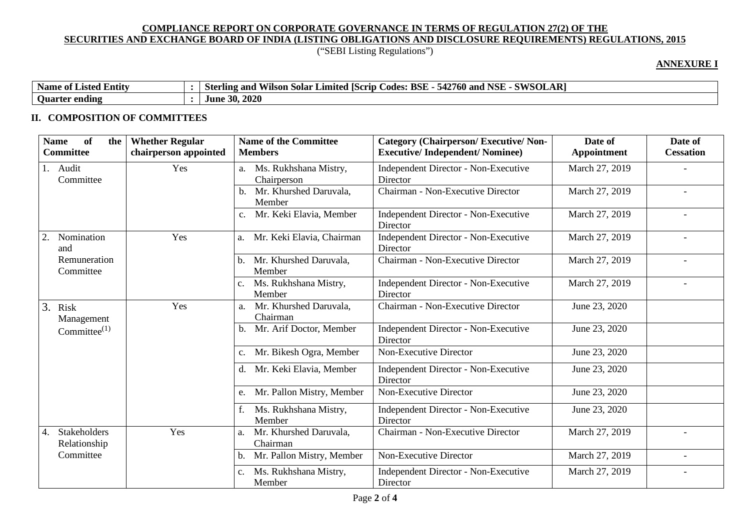**COMPLIANCE REPORT ON CORPORATE GOVERNANCE IN TERMS OF REGULATION 27(2) OF THE SECURITIES AND EXCHANGE BOARD OF INDIA (LISTING OBLIGATIONS AND DISCLOSURE REQUIREMENTS) REGULATIONS, 2015**

("SEBI Listing Regulations")

**ANNEXURE I**

| | | |
|---|---|---|
| **Name of Listed Entity** | **:** | **Sterling and Wilson Solar Limited [Scrip Codes: BSE - 542760 and NSE - SWSOLAR]** |
| **Quarter ending** | **:** | **June 30, 2020** |

## II. COMPOSITION OF COMMITTEES

| Name of the Committee | Whether Regular chairperson appointed | Name of the Committee Members | Category (Chairperson/ Executive/ Non-Executive/ Independent/ Nominee) | Date of Appointment | Date of Cessation |
|---|---|---|---|---|---|
| 1. Audit Committee | Yes | a. Ms. Rukhshana Mistry, Chairperson | Independent Director - Non-Executive Director | March 27, 2019 | - |
| | | b. Mr. Khurshed Daruvala, Member | Chairman - Non-Executive Director | March 27, 2019 | - |
| | | c. Mr. Keki Elavia, Member | Independent Director - Non-Executive Director | March 27, 2019 | - |
| 2. Nomination and Remuneration Committee | Yes | a. Mr. Keki Elavia, Chairman | Independent Director - Non-Executive Director | March 27, 2019 | - |
| | | b. Mr. Khurshed Daruvala, Member | Chairman - Non-Executive Director | March 27, 2019 | - |
| | | c. Ms. Rukhshana Mistry, Member | Independent Director - Non-Executive Director | March 27, 2019 | - |
| 3. Risk Management Committee[(1)] | Yes | a. Mr. Khurshed Daruvala, Chairman | Chairman - Non-Executive Director | June 23, 2020 | |
| | | b. Mr. Arif Doctor, Member | Independent Director - Non-Executive Director | June 23, 2020 | |
| | | c. Mr. Bikesh Ogra, Member | Non-Executive Director | June 23, 2020 | |
| | | d. Mr. Keki Elavia, Member | Independent Director - Non-Executive Director | June 23, 2020 | |
| | | e. Mr. Pallon Mistry, Member | Non-Executive Director | June 23, 2020 | |
| | | f. Ms. Rukhshana Mistry, Member | Independent Director - Non-Executive Director | June 23, 2020 | |
| 4. Stakeholders Relationship Committee | Yes | a. Mr. Khurshed Daruvala, Chairman | Chairman - Non-Executive Director | March 27, 2019 | - |
| | | b. Mr. Pallon Mistry, Member | Non-Executive Director | March 27, 2019 | - |
| | | c. Ms. Rukhshana Mistry, Member | Independent Director - Non-Executive Director | March 27, 2019 | - |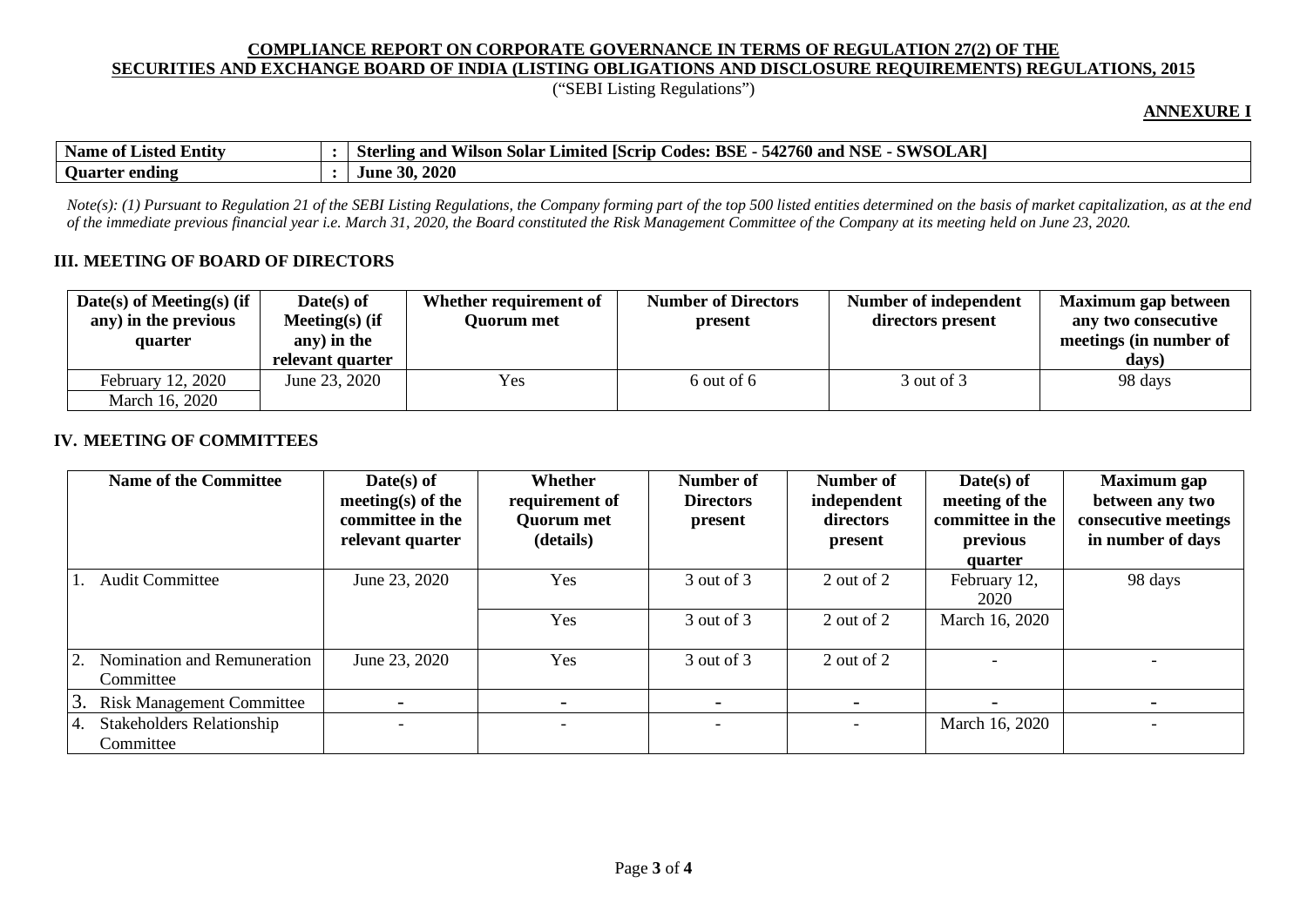**COMPLIANCE REPORT ON CORPORATE GOVERNANCE IN TERMS OF REGULATION 27(2) OF THE SECURITIES AND EXCHANGE BOARD OF INDIA (LISTING OBLIGATIONS AND DISCLOSURE REQUIREMENTS) REGULATIONS, 2015**

("SEBI Listing Regulations")

**ANNEXURE I**

| | | |
|---|---|---|
| **Name of Listed Entity** | **:** | **Sterling and Wilson Solar Limited [Scrip Codes: BSE - 542760 and NSE - SWSOLAR]** |
| **Quarter ending** | **:** | **June 30, 2020** |

*Note(s): (1) Pursuant to Regulation 21 of the SEBI Listing Regulations, the Company forming part of the top 500 listed entities determined on the basis of market capitalization, as at the end of the immediate previous financial year i.e. March 31, 2020, the Board constituted the Risk Management Committee of the Company at its meeting held on June 23, 2020.*

## III. MEETING OF BOARD OF DIRECTORS

| Date(s) of Meeting(s) (if any) in the previous quarter | Date(s) of Meeting(s) (if any) in the relevant quarter | Whether requirement of Quorum met | Number of Directors present | Number of independent directors present | Maximum gap between any two consecutive meetings (in number of days) |
|---|---|---|---|---|---|
| February 12, 2020 | June 23, 2020 | Yes | 6 out of 6 | 3 out of 3 | 98 days |
| March 16, 2020 | | | | | |

## IV. MEETING OF COMMITTEES

| Name of the Committee | Date(s) of meeting(s) of the committee in the relevant quarter | Whether requirement of Quorum met (details) | Number of Directors present | Number of independent directors present | Date(s) of meeting of the committee in the previous quarter | Maximum gap between any two consecutive meetings in number of days |
|---|---|---|---|---|---|---|
| 1. Audit Committee | June 23, 2020 | Yes | 3 out of 3 | 2 out of 2 | February 12, 2020 | 98 days |
| | | Yes | 3 out of 3 | 2 out of 2 | March 16, 2020 | |
| 2. Nomination and Remuneration Committee | June 23, 2020 | Yes | 3 out of 3 | 2 out of 2 | - | - |
| 3. Risk Management Committee | - | - | - | - | - | - |
| 4. Stakeholders Relationship Committee | - | - | - | - | March 16, 2020 | - |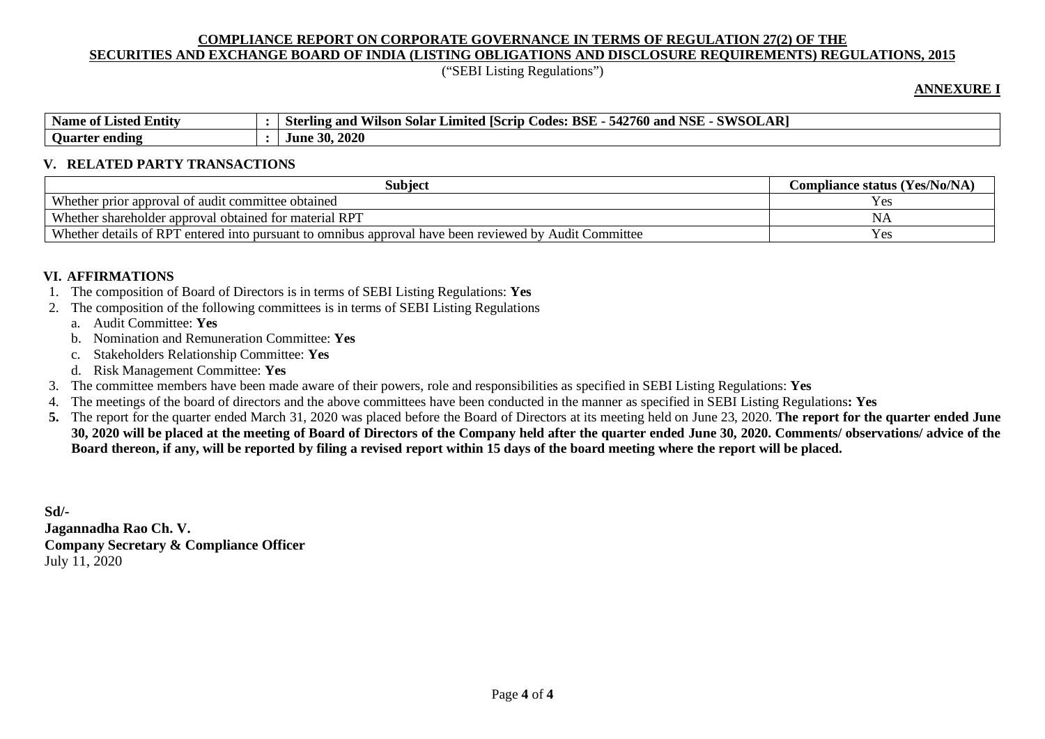**COMPLIANCE REPORT ON CORPORATE GOVERNANCE IN TERMS OF REGULATION 27(2) OF THE SECURITIES AND EXCHANGE BOARD OF INDIA (LISTING OBLIGATIONS AND DISCLOSURE REQUIREMENTS) REGULATIONS, 2015**

("SEBI Listing Regulations")

**ANNEXURE I**

| | | |
|---|---|---|
| **Name of Listed Entity** | **:** | **Sterling and Wilson Solar Limited [Scrip Codes: BSE - 542760 and NSE - SWSOLAR]** |
| **Quarter ending** | **:** | **June 30, 2020** |

### V. RELATED PARTY TRANSACTIONS

| Subject | Compliance status (Yes/No/NA) |
|---|---|
| Whether prior approval of audit committee obtained | Yes |
| Whether shareholder approval obtained for material RPT | NA |
| Whether details of RPT entered into pursuant to omnibus approval have been reviewed by Audit Committee | Yes |

### VI. AFFIRMATIONS

1. The composition of Board of Directors is in terms of SEBI Listing Regulations: **Yes**
2. The composition of the following committees is in terms of SEBI Listing Regulations
   a. Audit Committee: **Yes**
   b. Nomination and Remuneration Committee: **Yes**
   c. Stakeholders Relationship Committee: **Yes**
   d. Risk Management Committee: **Yes**
3. The committee members have been made aware of their powers, role and responsibilities as specified in SEBI Listing Regulations: **Yes**
4. The meetings of the board of directors and the above committees have been conducted in the manner as specified in SEBI Listing Regulations**: Yes**
5. The report for the quarter ended March 31, 2020 was placed before the Board of Directors at its meeting held on June 23, 2020. **The report for the quarter ended June 30, 2020 will be placed at the meeting of Board of Directors of the Company held after the quarter ended June 30, 2020. Comments/ observations/ advice of the Board thereon, if any, will be reported by filing a revised report within 15 days of the board meeting where the report will be placed.**

**Sd/-**
**Jagannadha Rao Ch. V.**
**Company Secretary & Compliance Officer**
July 11, 2020